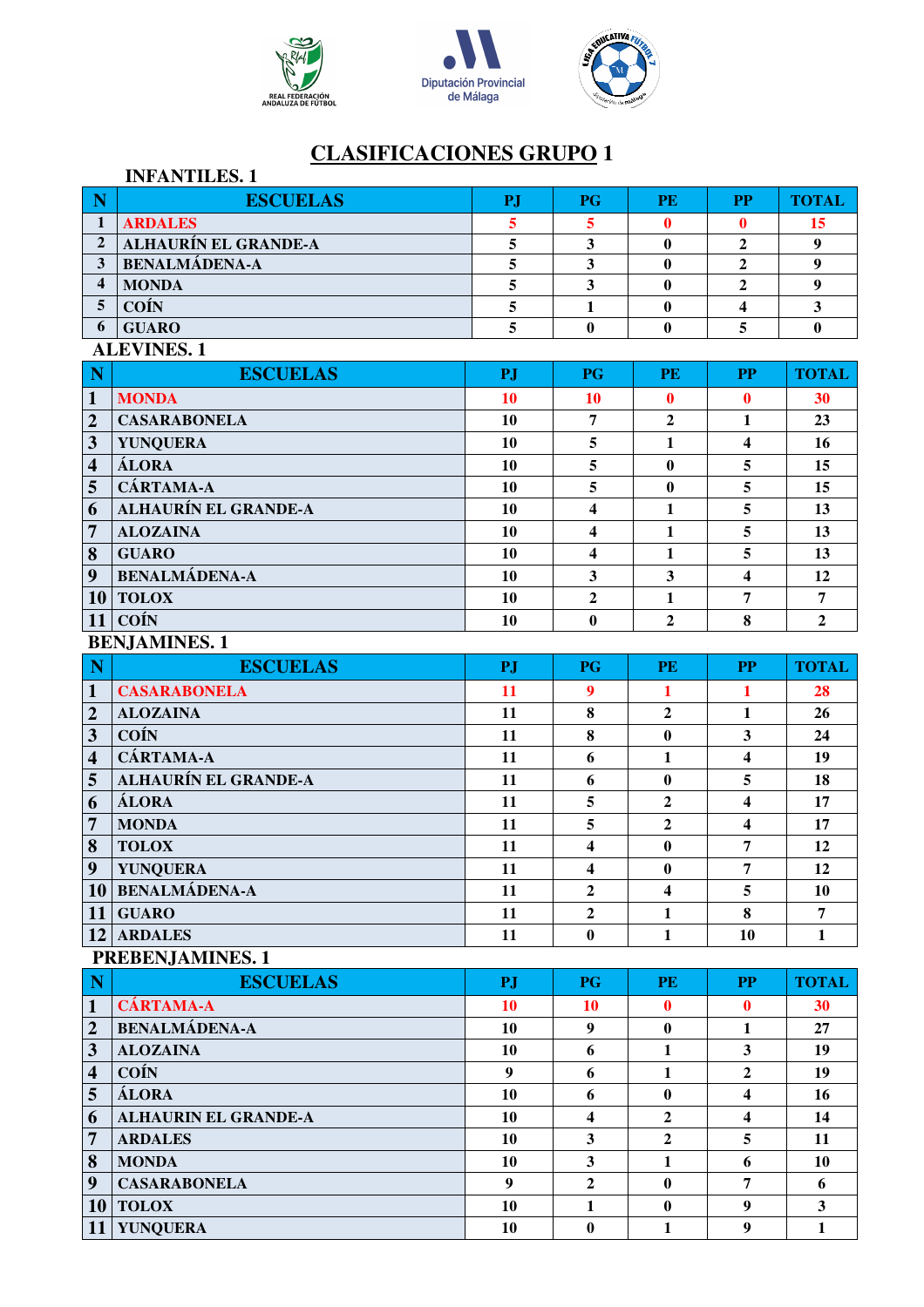# CLASIFICACIONES GRUPO 1

### INFANTILES. 1

| N | ESCUELAS | PJ | PG | PE | PP | TOTAL |
|---|---|---|---|---|---|---|
| 1 | ARDALES | 5 | 5 | 0 | 0 | 15 |
| 2 | ALHAURÍN EL GRANDE-A | 5 | 3 | 0 | 2 | 9 |
| 3 | BENALMÁDENA-A | 5 | 3 | 0 | 2 | 9 |
| 4 | MONDA | 5 | 3 | 0 | 2 | 9 |
| 5 | COÍN | 5 | 1 | 0 | 4 | 3 |
| 6 | GUARO | 5 | 0 | 0 | 5 | 0 |

### ALEVINES. 1

| N | ESCUELAS | PJ | PG | PE | PP | TOTAL |
|---|---|---|---|---|---|---|
| 1 | MONDA | 10 | 10 | 0 | 0 | 30 |
| 2 | CASARABONELA | 10 | 7 | 2 | 1 | 23 |
| 3 | YUNQUERA | 10 | 5 | 1 | 4 | 16 |
| 4 | ÁLORA | 10 | 5 | 0 | 5 | 15 |
| 5 | CÁRTAMA-A | 10 | 5 | 0 | 5 | 15 |
| 6 | ALHAURÍN EL GRANDE-A | 10 | 4 | 1 | 5 | 13 |
| 7 | ALOZAINA | 10 | 4 | 1 | 5 | 13 |
| 8 | GUARO | 10 | 4 | 1 | 5 | 13 |
| 9 | BENALMÁDENA-A | 10 | 3 | 3 | 4 | 12 |
| 10 | TOLOX | 10 | 2 | 1 | 7 | 7 |
| 11 | COÍN | 10 | 0 | 2 | 8 | 2 |

### BENJAMINES. 1

| N | ESCUELAS | PJ | PG | PE | PP | TOTAL |
|---|---|---|---|---|---|---|
| 1 | CASARABONELA | 11 | 9 | 1 | 1 | 28 |
| 2 | ALOZAINA | 11 | 8 | 2 | 1 | 26 |
| 3 | COÍN | 11 | 8 | 0 | 3 | 24 |
| 4 | CÁRTAMA-A | 11 | 6 | 1 | 4 | 19 |
| 5 | ALHAURÍN EL GRANDE-A | 11 | 6 | 0 | 5 | 18 |
| 6 | ÁLORA | 11 | 5 | 2 | 4 | 17 |
| 7 | MONDA | 11 | 5 | 2 | 4 | 17 |
| 8 | TOLOX | 11 | 4 | 0 | 7 | 12 |
| 9 | YUNQUERA | 11 | 4 | 0 | 7 | 12 |
| 10 | BENALMÁDENA-A | 11 | 2 | 4 | 5 | 10 |
| 11 | GUARO | 11 | 2 | 1 | 8 | 7 |
| 12 | ARDALES | 11 | 0 | 1 | 10 | 1 |

### PREBENJAMINES. 1

| N | ESCUELAS | PJ | PG | PE | PP | TOTAL |
|---|---|---|---|---|---|---|
| 1 | CÁRTAMA-A | 10 | 10 | 0 | 0 | 30 |
| 2 | BENALMÁDENA-A | 10 | 9 | 0 | 1 | 27 |
| 3 | ALOZAINA | 10 | 6 | 1 | 3 | 19 |
| 4 | COÍN | 9 | 6 | 1 | 2 | 19 |
| 5 | ÁLORA | 10 | 6 | 0 | 4 | 16 |
| 6 | ALHAURIN EL GRANDE-A | 10 | 4 | 2 | 4 | 14 |
| 7 | ARDALES | 10 | 3 | 2 | 5 | 11 |
| 8 | MONDA | 10 | 3 | 1 | 6 | 10 |
| 9 | CASARABONELA | 9 | 2 | 0 | 7 | 6 |
| 10 | TOLOX | 10 | 1 | 0 | 9 | 3 |
| 11 | YUNQUERA | 10 | 0 | 1 | 9 | 1 |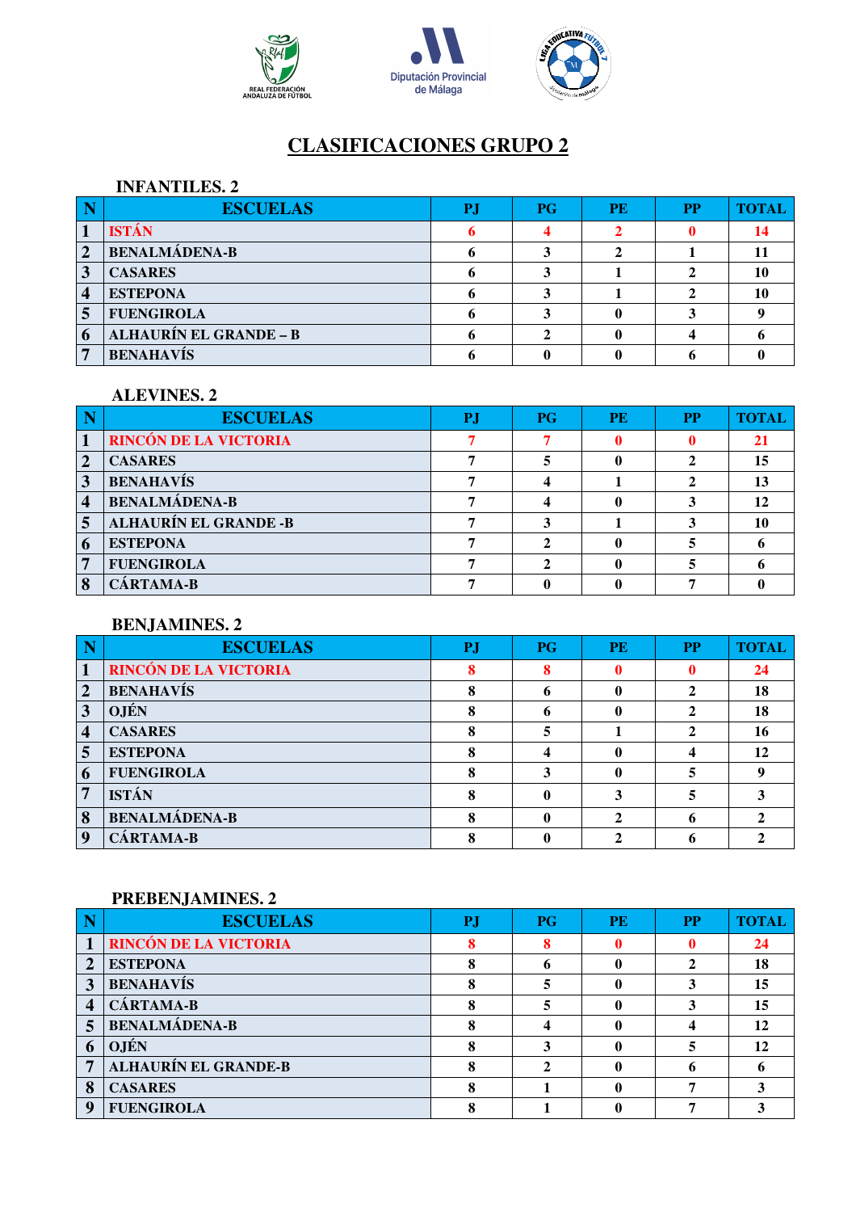# CLASIFICACIONES GRUPO 2

### INFANTILES. 2

| N | ESCUELAS | PJ | PG | PE | PP | TOTAL |
|---|---|---|---|---|---|---|
| 1 | ISTÁN | 6 | 4 | 2 | 0 | 14 |
| 2 | BENALMÁDENA-B | 6 | 3 | 2 | 1 | 11 |
| 3 | CASARES | 6 | 3 | 1 | 2 | 10 |
| 4 | ESTEPONA | 6 | 3 | 1 | 2 | 10 |
| 5 | FUENGIROLA | 6 | 3 | 0 | 3 | 9 |
| 6 | ALHAURÍN EL GRANDE – B | 6 | 2 | 0 | 4 | 6 |
| 7 | BENAHAVÍS | 6 | 0 | 0 | 6 | 0 |

### ALEVINES. 2

| N | ESCUELAS | PJ | PG | PE | PP | TOTAL |
|---|---|---|---|---|---|---|
| 1 | RINCÓN DE LA VICTORIA | 7 | 7 | 0 | 0 | 21 |
| 2 | CASARES | 7 | 5 | 0 | 2 | 15 |
| 3 | BENAHAVÍS | 7 | 4 | 1 | 2 | 13 |
| 4 | BENALMÁDENA-B | 7 | 4 | 0 | 3 | 12 |
| 5 | ALHAURÍN EL GRANDE -B | 7 | 3 | 1 | 3 | 10 |
| 6 | ESTEPONA | 7 | 2 | 0 | 5 | 6 |
| 7 | FUENGIROLA | 7 | 2 | 0 | 5 | 6 |
| 8 | CÁRTAMA-B | 7 | 0 | 0 | 7 | 0 |

### BENJAMINES. 2

| N | ESCUELAS | PJ | PG | PE | PP | TOTAL |
|---|---|---|---|---|---|---|
| 1 | RINCÓN DE LA VICTORIA | 8 | 8 | 0 | 0 | 24 |
| 2 | BENAHAVÍS | 8 | 6 | 0 | 2 | 18 |
| 3 | OJÉN | 8 | 6 | 0 | 2 | 18 |
| 4 | CASARES | 8 | 5 | 1 | 2 | 16 |
| 5 | ESTEPONA | 8 | 4 | 0 | 4 | 12 |
| 6 | FUENGIROLA | 8 | 3 | 0 | 5 | 9 |
| 7 | ISTÁN | 8 | 0 | 3 | 5 | 3 |
| 8 | BENALMÁDENA-B | 8 | 0 | 2 | 6 | 2 |
| 9 | CÁRTAMA-B | 8 | 0 | 2 | 6 | 2 |

### PREBENJAMINES. 2

| N | ESCUELAS | PJ | PG | PE | PP | TOTAL |
|---|---|---|---|---|---|---|
| 1 | RINCÓN DE LA VICTORIA | 8 | 8 | 0 | 0 | 24 |
| 2 | ESTEPONA | 8 | 6 | 0 | 2 | 18 |
| 3 | BENAHAVÍS | 8 | 5 | 0 | 3 | 15 |
| 4 | CÁRTAMA-B | 8 | 5 | 0 | 3 | 15 |
| 5 | BENALMÁDENA-B | 8 | 4 | 0 | 4 | 12 |
| 6 | OJÉN | 8 | 3 | 0 | 5 | 12 |
| 7 | ALHAURÍN EL GRANDE-B | 8 | 2 | 0 | 6 | 6 |
| 8 | CASARES | 8 | 1 | 0 | 7 | 3 |
| 9 | FUENGIROLA | 8 | 1 | 0 | 7 | 3 |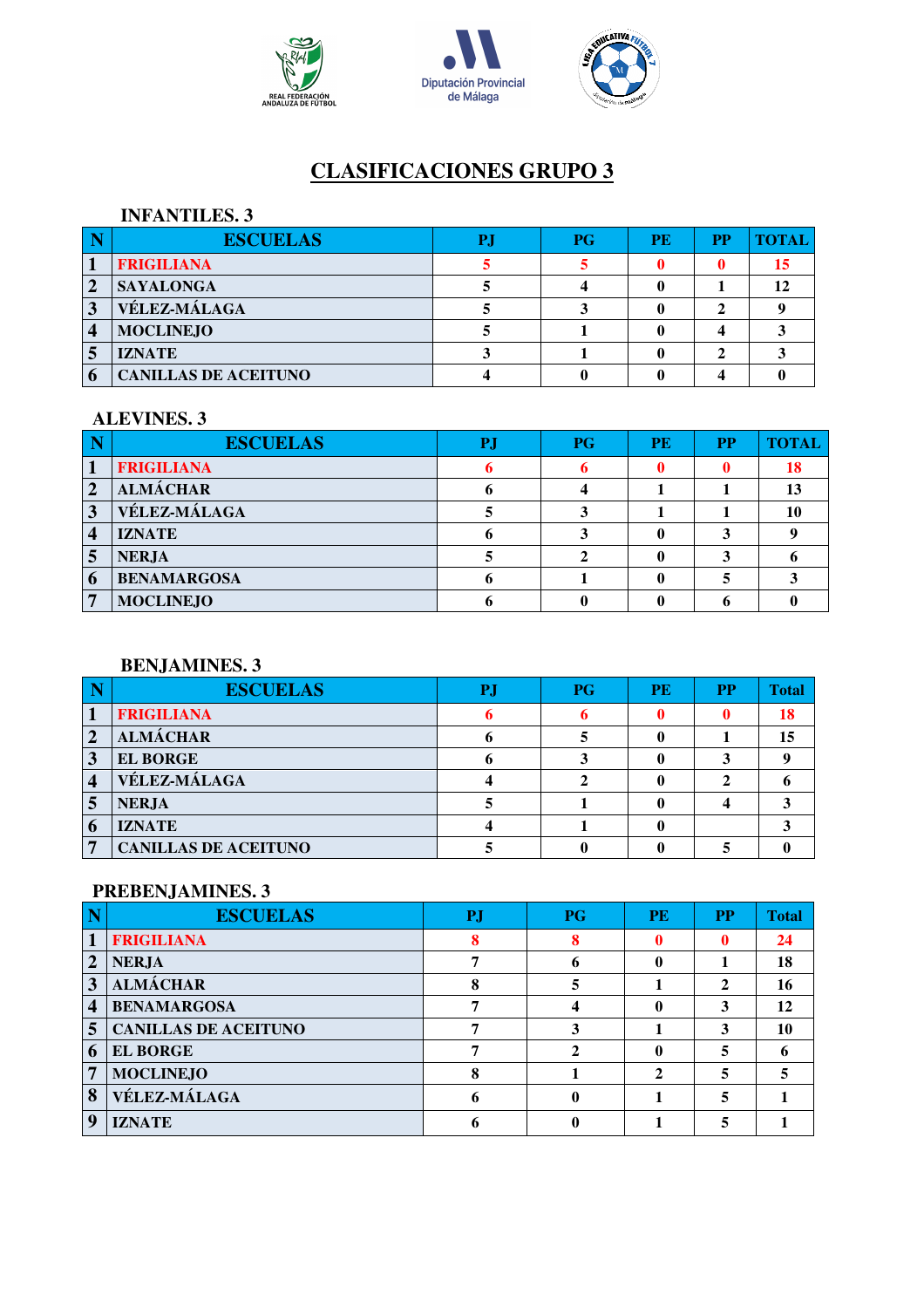# CLASIFICACIONES GRUPO 3

### INFANTILES. 3

| N | ESCUELAS | PJ | PG | PE | PP | TOTAL |
|---|---|---|---|---|---|---|
| 1 | FRIGILIANA | 5 | 5 | 0 | 0 | 15 |
| 2 | SAYALONGA | 5 | 4 | 0 | 1 | 12 |
| 3 | VÉLEZ-MÁLAGA | 5 | 3 | 0 | 2 | 9 |
| 4 | MOCLINEJO | 5 | 1 | 0 | 4 | 3 |
| 5 | IZNATE | 3 | 1 | 0 | 2 | 3 |
| 6 | CANILLAS DE ACEITUNO | 4 | 0 | 0 | 4 | 0 |

### ALEVINES. 3

| N | ESCUELAS | PJ | PG | PE | PP | TOTAL |
|---|---|---|---|---|---|---|
| 1 | FRIGILIANA | 6 | 6 | 0 | 0 | 18 |
| 2 | ALMÁCHAR | 6 | 4 | 1 | 1 | 13 |
| 3 | VÉLEZ-MÁLAGA | 5 | 3 | 1 | 1 | 10 |
| 4 | IZNATE | 6 | 3 | 0 | 3 | 9 |
| 5 | NERJA | 5 | 2 | 0 | 3 | 6 |
| 6 | BENAMARGOSA | 6 | 1 | 0 | 5 | 3 |
| 7 | MOCLINEJO | 6 | 0 | 0 | 6 | 0 |

### BENJAMINES. 3

| N | ESCUELAS | PJ | PG | PE | PP | Total |
|---|---|---|---|---|---|---|
| 1 | FRIGILIANA | 6 | 6 | 0 | 0 | 18 |
| 2 | ALMÁCHAR | 6 | 5 | 0 | 1 | 15 |
| 3 | EL BORGE | 6 | 3 | 0 | 3 | 9 |
| 4 | VÉLEZ-MÁLAGA | 4 | 2 | 0 | 2 | 6 |
| 5 | NERJA | 5 | 1 | 0 | 4 | 3 |
| 6 | IZNATE | 4 | 1 | 0 | | 3 |
| 7 | CANILLAS DE ACEITUNO | 5 | 0 | 0 | 5 | 0 |

### PREBENJAMINES. 3

| N | ESCUELAS | PJ | PG | PE | PP | Total |
|---|---|---|---|---|---|---|
| 1 | FRIGILIANA | 8 | 8 | 0 | 0 | 24 |
| 2 | NERJA | 7 | 6 | 0 | 1 | 18 |
| 3 | ALMÁCHAR | 8 | 5 | 1 | 2 | 16 |
| 4 | BENAMARGOSA | 7 | 4 | 0 | 3 | 12 |
| 5 | CANILLAS DE ACEITUNO | 7 | 3 | 1 | 3 | 10 |
| 6 | EL BORGE | 7 | 2 | 0 | 5 | 6 |
| 7 | MOCLINEJO | 8 | 1 | 2 | 5 | 5 |
| 8 | VÉLEZ-MÁLAGA | 6 | 0 | 1 | 5 | 1 |
| 9 | IZNATE | 6 | 0 | 1 | 5 | 1 |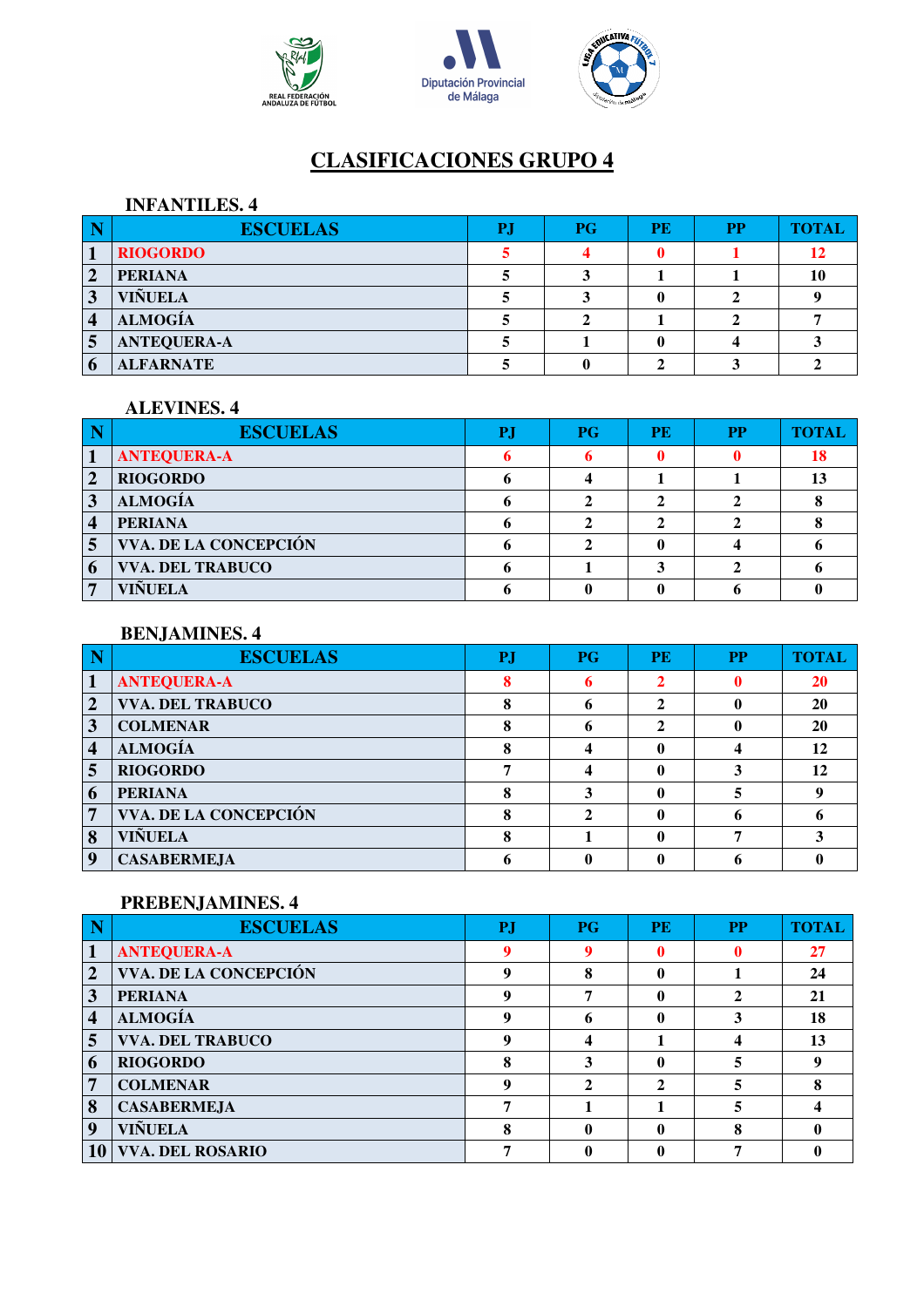# CLASIFICACIONES GRUPO 4

## INFANTILES. 4

| N | ESCUELAS | PJ | PG | PE | PP | TOTAL |
|---|---|---|---|---|---|---|
| 1 | RIOGORDO | 5 | 4 | 0 | 1 | 12 |
| 2 | PERIANA | 5 | 3 | 1 | 1 | 10 |
| 3 | VIÑUELA | 5 | 3 | 0 | 2 | 9 |
| 4 | ALMOGÍA | 5 | 2 | 1 | 2 | 7 |
| 5 | ANTEQUERA-A | 5 | 1 | 0 | 4 | 3 |
| 6 | ALFARNATE | 5 | 0 | 2 | 3 | 2 |

## ALEVINES. 4

| N | ESCUELAS | PJ | PG | PE | PP | TOTAL |
|---|---|---|---|---|---|---|
| 1 | ANTEQUERA-A | 6 | 6 | 0 | 0 | 18 |
| 2 | RIOGORDO | 6 | 4 | 1 | 1 | 13 |
| 3 | ALMOGÍA | 6 | 2 | 2 | 2 | 8 |
| 4 | PERIANA | 6 | 2 | 2 | 2 | 8 |
| 5 | VVA. DE LA CONCEPCIÓN | 6 | 2 | 0 | 4 | 6 |
| 6 | VVA. DEL TRABUCO | 6 | 1 | 3 | 2 | 6 |
| 7 | VIÑUELA | 6 | 0 | 0 | 6 | 0 |

## BENJAMINES. 4

| N | ESCUELAS | PJ | PG | PE | PP | TOTAL |
|---|---|---|---|---|---|---|
| 1 | ANTEQUERA-A | 8 | 6 | 2 | 0 | 20 |
| 2 | VVA. DEL TRABUCO | 8 | 6 | 2 | 0 | 20 |
| 3 | COLMENAR | 8 | 6 | 2 | 0 | 20 |
| 4 | ALMOGÍA | 8 | 4 | 0 | 4 | 12 |
| 5 | RIOGORDO | 7 | 4 | 0 | 3 | 12 |
| 6 | PERIANA | 8 | 3 | 0 | 5 | 9 |
| 7 | VVA. DE LA CONCEPCIÓN | 8 | 2 | 0 | 6 | 6 |
| 8 | VIÑUELA | 8 | 1 | 0 | 7 | 3 |
| 9 | CASABERMEJA | 6 | 0 | 0 | 6 | 0 |

## PREBENJAMINES. 4

| N | ESCUELAS | PJ | PG | PE | PP | TOTAL |
|---|---|---|---|---|---|---|
| 1 | ANTEQUERA-A | 9 | 9 | 0 | 0 | 27 |
| 2 | VVA. DE LA CONCEPCIÓN | 9 | 8 | 0 | 1 | 24 |
| 3 | PERIANA | 9 | 7 | 0 | 2 | 21 |
| 4 | ALMOGÍA | 9 | 6 | 0 | 3 | 18 |
| 5 | VVA. DEL TRABUCO | 9 | 4 | 1 | 4 | 13 |
| 6 | RIOGORDO | 8 | 3 | 0 | 5 | 9 |
| 7 | COLMENAR | 9 | 2 | 2 | 5 | 8 |
| 8 | CASABERMEJA | 7 | 1 | 1 | 5 | 4 |
| 9 | VIÑUELA | 8 | 0 | 0 | 8 | 0 |
| 10 | VVA. DEL ROSARIO | 7 | 0 | 0 | 7 | 0 |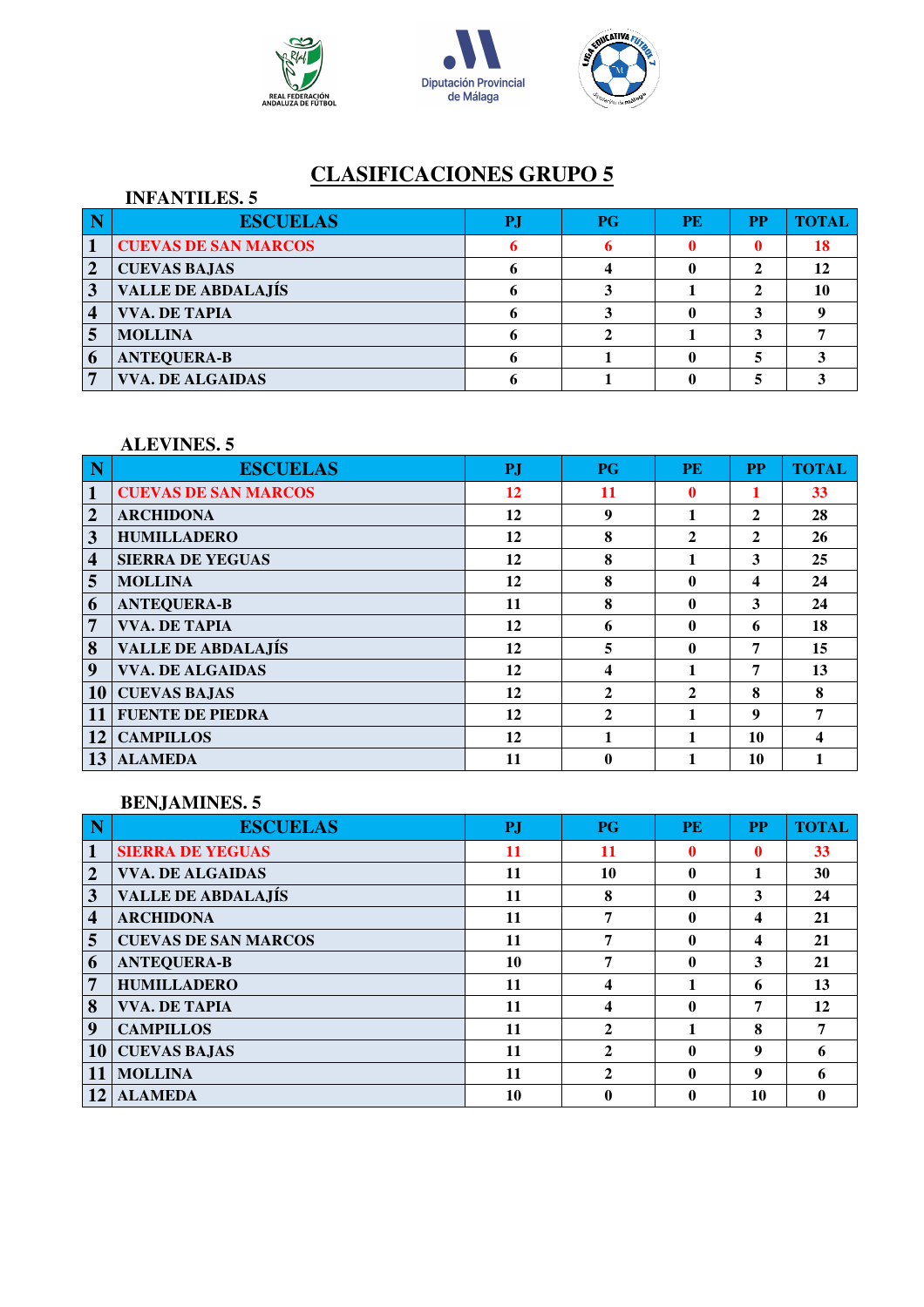# CLASIFICACIONES GRUPO 5

## INFANTILES. 5

| N | ESCUELAS | PJ | PG | PE | PP | TOTAL |
|---|---|---|---|---|---|---|
| 1 | CUEVAS DE SAN MARCOS | 6 | 6 | 0 | 0 | 18 |
| 2 | CUEVAS BAJAS | 6 | 4 | 0 | 2 | 12 |
| 3 | VALLE DE ABDALAJÍS | 6 | 3 | 1 | 2 | 10 |
| 4 | VVA. DE TAPIA | 6 | 3 | 0 | 3 | 9 |
| 5 | MOLLINA | 6 | 2 | 1 | 3 | 7 |
| 6 | ANTEQUERA-B | 6 | 1 | 0 | 5 | 3 |
| 7 | VVA. DE ALGAIDAS | 6 | 1 | 0 | 5 | 3 |

## ALEVINES. 5

| N | ESCUELAS | PJ | PG | PE | PP | TOTAL |
|---|---|---|---|---|---|---|
| 1 | CUEVAS DE SAN MARCOS | 12 | 11 | 0 | 1 | 33 |
| 2 | ARCHIDONA | 12 | 9 | 1 | 2 | 28 |
| 3 | HUMILLADERO | 12 | 8 | 2 | 2 | 26 |
| 4 | SIERRA DE YEGUAS | 12 | 8 | 1 | 3 | 25 |
| 5 | MOLLINA | 12 | 8 | 0 | 4 | 24 |
| 6 | ANTEQUERA-B | 11 | 8 | 0 | 3 | 24 |
| 7 | VVA. DE TAPIA | 12 | 6 | 0 | 6 | 18 |
| 8 | VALLE DE ABDALAJÍS | 12 | 5 | 0 | 7 | 15 |
| 9 | VVA. DE ALGAIDAS | 12 | 4 | 1 | 7 | 13 |
| 10 | CUEVAS BAJAS | 12 | 2 | 2 | 8 | 8 |
| 11 | FUENTE DE PIEDRA | 12 | 2 | 1 | 9 | 7 |
| 12 | CAMPILLOS | 12 | 1 | 1 | 10 | 4 |
| 13 | ALAMEDA | 11 | 0 | 1 | 10 | 1 |

## BENJAMINES. 5

| N | ESCUELAS | PJ | PG | PE | PP | TOTAL |
|---|---|---|---|---|---|---|
| 1 | SIERRA DE YEGUAS | 11 | 11 | 0 | 0 | 33 |
| 2 | VVA. DE ALGAIDAS | 11 | 10 | 0 | 1 | 30 |
| 3 | VALLE DE ABDALAJÍS | 11 | 8 | 0 | 3 | 24 |
| 4 | ARCHIDONA | 11 | 7 | 0 | 4 | 21 |
| 5 | CUEVAS DE SAN MARCOS | 11 | 7 | 0 | 4 | 21 |
| 6 | ANTEQUERA-B | 10 | 7 | 0 | 3 | 21 |
| 7 | HUMILLADERO | 11 | 4 | 1 | 6 | 13 |
| 8 | VVA. DE TAPIA | 11 | 4 | 0 | 7 | 12 |
| 9 | CAMPILLOS | 11 | 2 | 1 | 8 | 7 |
| 10 | CUEVAS BAJAS | 11 | 2 | 0 | 9 | 6 |
| 11 | MOLLINA | 11 | 2 | 0 | 9 | 6 |
| 12 | ALAMEDA | 10 | 0 | 0 | 10 | 0 |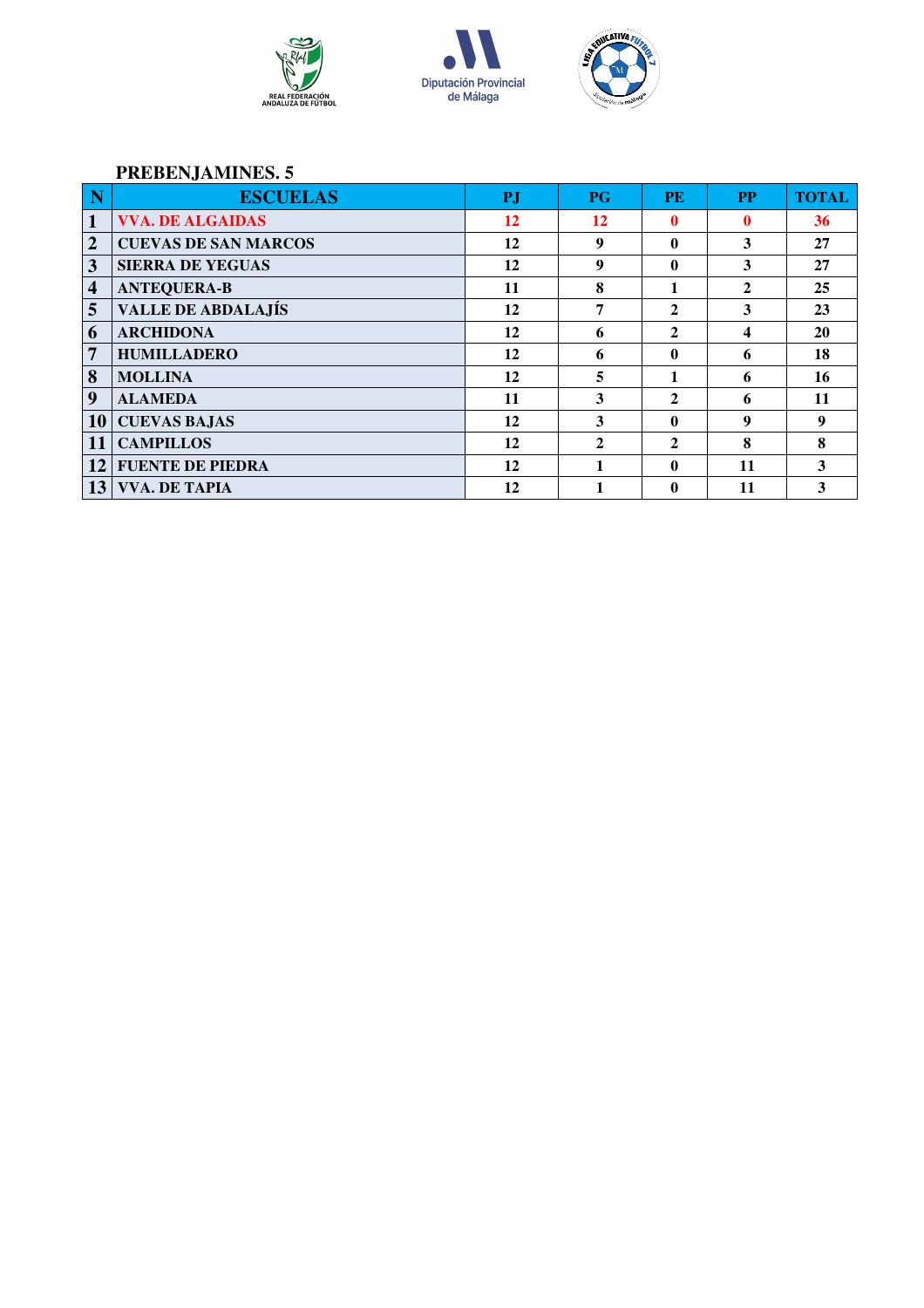## PREBENJAMINES. 5

| N | ESCUELAS | PJ | PG | PE | PP | TOTAL |
|---|---|---|---|---|---|---|
| 1 | VVA. DE ALGAIDAS | 12 | 12 | 0 | 0 | 36 |
| 2 | CUEVAS DE SAN MARCOS | 12 | 9 | 0 | 3 | 27 |
| 3 | SIERRA DE YEGUAS | 12 | 9 | 0 | 3 | 27 |
| 4 | ANTEQUERA-B | 11 | 8 | 1 | 2 | 25 |
| 5 | VALLE DE ABDALAJÍS | 12 | 7 | 2 | 3 | 23 |
| 6 | ARCHIDONA | 12 | 6 | 2 | 4 | 20 |
| 7 | HUMILLADERO | 12 | 6 | 0 | 6 | 18 |
| 8 | MOLLINA | 12 | 5 | 1 | 6 | 16 |
| 9 | ALAMEDA | 11 | 3 | 2 | 6 | 11 |
| 10 | CUEVAS BAJAS | 12 | 3 | 0 | 9 | 9 |
| 11 | CAMPILLOS | 12 | 2 | 2 | 8 | 8 |
| 12 | FUENTE DE PIEDRA | 12 | 1 | 0 | 11 | 3 |
| 13 | VVA. DE TAPIA | 12 | 1 | 0 | 11 | 3 |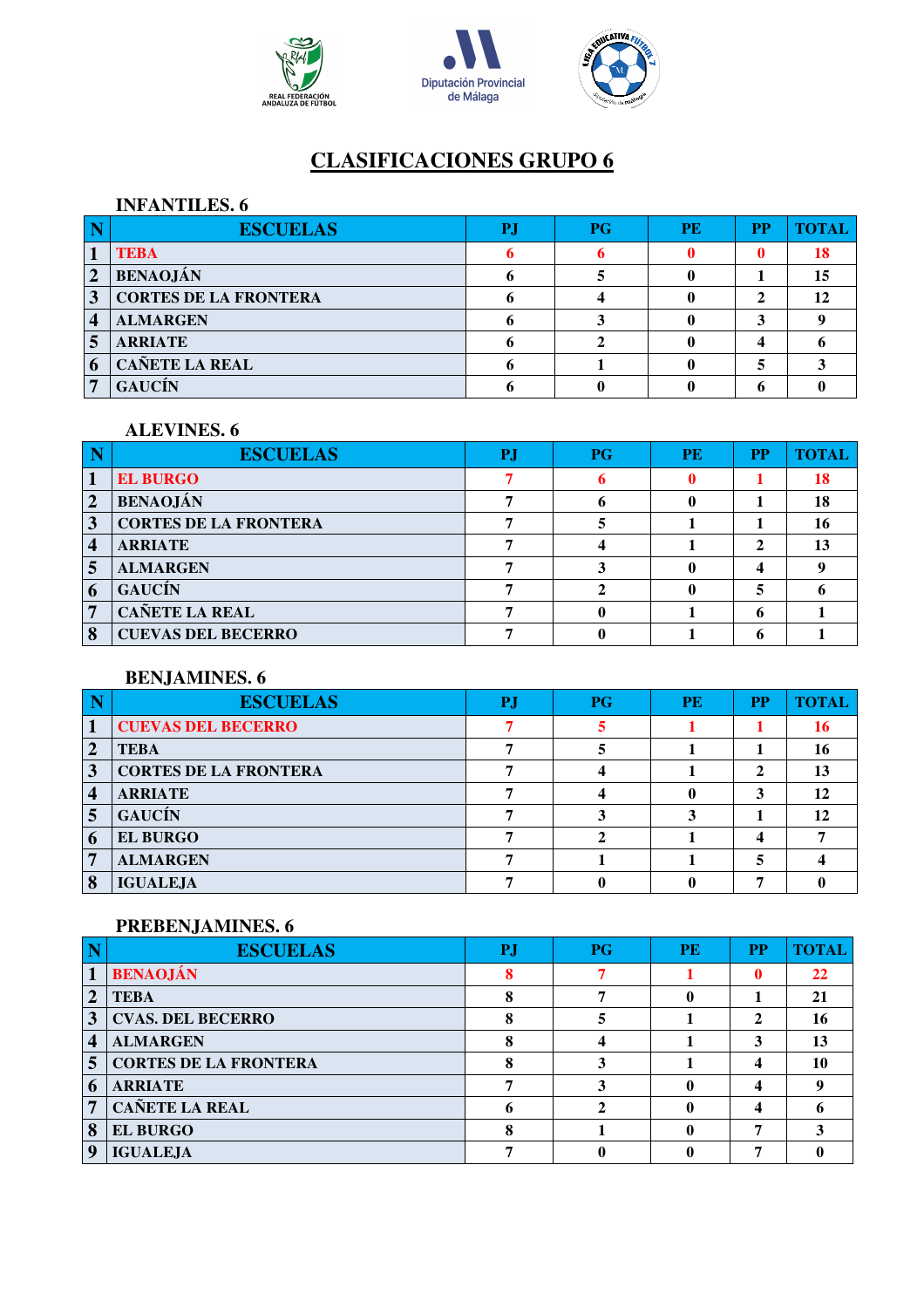# CLASIFICACIONES GRUPO 6

## INFANTILES. 6

| N | ESCUELAS | PJ | PG | PE | PP | TOTAL |
|---|---|---|---|---|---|---|
| 1 | TEBA | 6 | 6 | 0 | 0 | 18 |
| 2 | BENAOJÁN | 6 | 5 | 0 | 1 | 15 |
| 3 | CORTES DE LA FRONTERA | 6 | 4 | 0 | 2 | 12 |
| 4 | ALMARGEN | 6 | 3 | 0 | 3 | 9 |
| 5 | ARRIATE | 6 | 2 | 0 | 4 | 6 |
| 6 | CAÑETE LA REAL | 6 | 1 | 0 | 5 | 3 |
| 7 | GAUCÍN | 6 | 0 | 0 | 6 | 0 |

## ALEVINES. 6

| N | ESCUELAS | PJ | PG | PE | PP | TOTAL |
|---|---|---|---|---|---|---|
| 1 | EL BURGO | 7 | 6 | 0 | 1 | 18 |
| 2 | BENAOJÁN | 7 | 6 | 0 | 1 | 18 |
| 3 | CORTES DE LA FRONTERA | 7 | 5 | 1 | 1 | 16 |
| 4 | ARRIATE | 7 | 4 | 1 | 2 | 13 |
| 5 | ALMARGEN | 7 | 3 | 0 | 4 | 9 |
| 6 | GAUCÍN | 7 | 2 | 0 | 5 | 6 |
| 7 | CAÑETE LA REAL | 7 | 0 | 1 | 6 | 1 |
| 8 | CUEVAS DEL BECERRO | 7 | 0 | 1 | 6 | 1 |

## BENJAMINES. 6

| N | ESCUELAS | PJ | PG | PE | PP | TOTAL |
|---|---|---|---|---|---|---|
| 1 | CUEVAS DEL BECERRO | 7 | 5 | 1 | 1 | 16 |
| 2 | TEBA | 7 | 5 | 1 | 1 | 16 |
| 3 | CORTES DE LA FRONTERA | 7 | 4 | 1 | 2 | 13 |
| 4 | ARRIATE | 7 | 4 | 0 | 3 | 12 |
| 5 | GAUCÍN | 7 | 3 | 3 | 1 | 12 |
| 6 | EL BURGO | 7 | 2 | 1 | 4 | 7 |
| 7 | ALMARGEN | 7 | 1 | 1 | 5 | 4 |
| 8 | IGUALEJA | 7 | 0 | 0 | 7 | 0 |

## PREBENJAMINES. 6

| N | ESCUELAS | PJ | PG | PE | PP | TOTAL |
|---|---|---|---|---|---|---|
| 1 | BENAOJÁN | 8 | 7 | 1 | 0 | 22 |
| 2 | TEBA | 8 | 7 | 0 | 1 | 21 |
| 3 | CVAS. DEL BECERRO | 8 | 5 | 1 | 2 | 16 |
| 4 | ALMARGEN | 8 | 4 | 1 | 3 | 13 |
| 5 | CORTES DE LA FRONTERA | 8 | 3 | 1 | 4 | 10 |
| 6 | ARRIATE | 7 | 3 | 0 | 4 | 9 |
| 7 | CAÑETE LA REAL | 6 | 2 | 0 | 4 | 6 |
| 8 | EL BURGO | 8 | 1 | 0 | 7 | 3 |
| 9 | IGUALEJA | 7 | 0 | 0 | 7 | 0 |